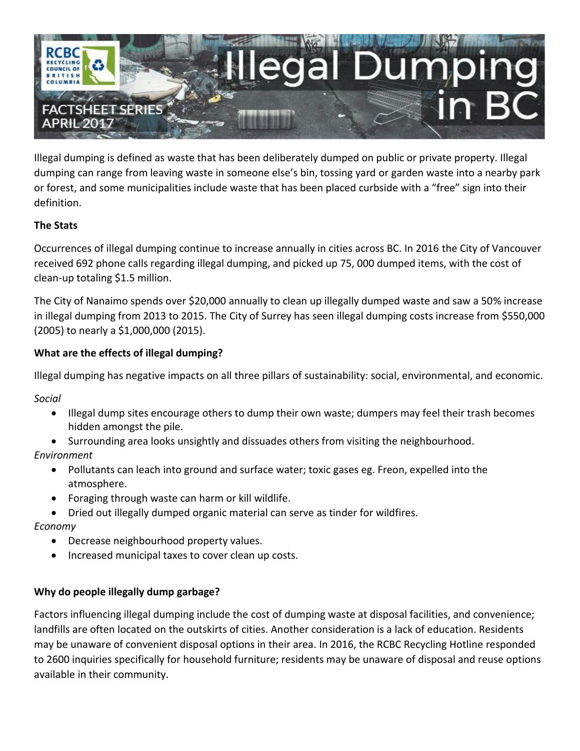# Illegal Dumping in BC

RCBC Recycling Council of British Columbia

FACTSHEET SERIES
APRIL 2017

Illegal dumping is defined as waste that has been deliberately dumped on public or private property. Illegal dumping can range from leaving waste in someone else's bin, tossing yard or garden waste into a nearby park or forest, and some municipalities include waste that has been placed curbside with a "free" sign into their definition.

**The Stats**

Occurrences of illegal dumping continue to increase annually in cities across BC. In 2016 the City of Vancouver received 692 phone calls regarding illegal dumping, and picked up 75, 000 dumped items, with the cost of clean-up totaling $1.5 million.

The City of Nanaimo spends over $20,000 annually to clean up illegally dumped waste and saw a 50% increase in illegal dumping from 2013 to 2015. The City of Surrey has seen illegal dumping costs increase from $550,000 (2005) to nearly a $1,000,000 (2015).

**What are the effects of illegal dumping?**

Illegal dumping has negative impacts on all three pillars of sustainability: social, environmental, and economic.

*Social*

- Illegal dump sites encourage others to dump their own waste; dumpers may feel their trash becomes hidden amongst the pile.
- Surrounding area looks unsightly and dissuades others from visiting the neighbourhood.

*Environment*

- Pollutants can leach into ground and surface water; toxic gases eg. Freon, expelled into the atmosphere.
- Foraging through waste can harm or kill wildlife.
- Dried out illegally dumped organic material can serve as tinder for wildfires.

*Economy*

- Decrease neighbourhood property values.
- Increased municipal taxes to cover clean up costs.

**Why do people illegally dump garbage?**

Factors influencing illegal dumping include the cost of dumping waste at disposal facilities, and convenience; landfills are often located on the outskirts of cities. Another consideration is a lack of education. Residents may be unaware of convenient disposal options in their area. In 2016, the RCBC Recycling Hotline responded to 2600 inquiries specifically for household furniture; residents may be unaware of disposal and reuse options available in their community.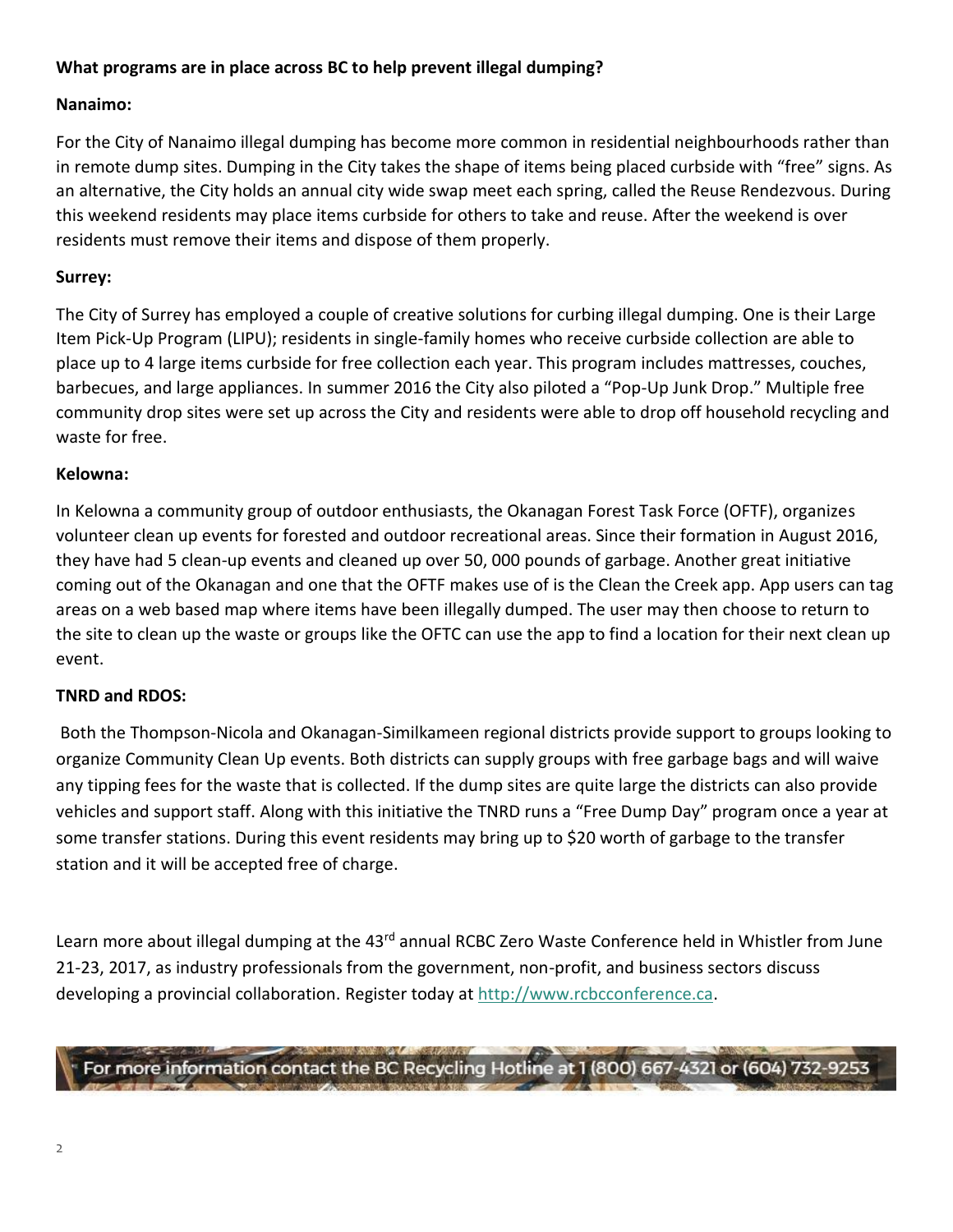**What programs are in place across BC to help prevent illegal dumping?**

**Nanaimo:**

For the City of Nanaimo illegal dumping has become more common in residential neighbourhoods rather than in remote dump sites. Dumping in the City takes the shape of items being placed curbside with "free" signs. As an alternative, the City holds an annual city wide swap meet each spring, called the Reuse Rendezvous. During this weekend residents may place items curbside for others to take and reuse. After the weekend is over residents must remove their items and dispose of them properly.

**Surrey:**

The City of Surrey has employed a couple of creative solutions for curbing illegal dumping. One is their Large Item Pick-Up Program (LIPU); residents in single-family homes who receive curbside collection are able to place up to 4 large items curbside for free collection each year. This program includes mattresses, couches, barbecues, and large appliances. In summer 2016 the City also piloted a "Pop-Up Junk Drop." Multiple free community drop sites were set up across the City and residents were able to drop off household recycling and waste for free.

**Kelowna:**

In Kelowna a community group of outdoor enthusiasts, the Okanagan Forest Task Force (OFTF), organizes volunteer clean up events for forested and outdoor recreational areas. Since their formation in August 2016, they have had 5 clean-up events and cleaned up over 50, 000 pounds of garbage. Another great initiative coming out of the Okanagan and one that the OFTF makes use of is the Clean the Creek app. App users can tag areas on a web based map where items have been illegally dumped. The user may then choose to return to the site to clean up the waste or groups like the OFTC can use the app to find a location for their next clean up event.

**TNRD and RDOS:**

Both the Thompson-Nicola and Okanagan-Similkameen regional districts provide support to groups looking to organize Community Clean Up events. Both districts can supply groups with free garbage bags and will waive any tipping fees for the waste that is collected. If the dump sites are quite large the districts can also provide vehicles and support staff. Along with this initiative the TNRD runs a "Free Dump Day" program once a year at some transfer stations. During this event residents may bring up to $20 worth of garbage to the transfer station and it will be accepted free of charge.

Learn more about illegal dumping at the 43rd annual RCBC Zero Waste Conference held in Whistler from June 21-23, 2017, as industry professionals from the government, non-profit, and business sectors discuss developing a provincial collaboration. Register today at http://www.rcbcconference.ca.

For more information contact the BC Recycling Hotline at 1 (800) 667-4321 or (604) 732-9253